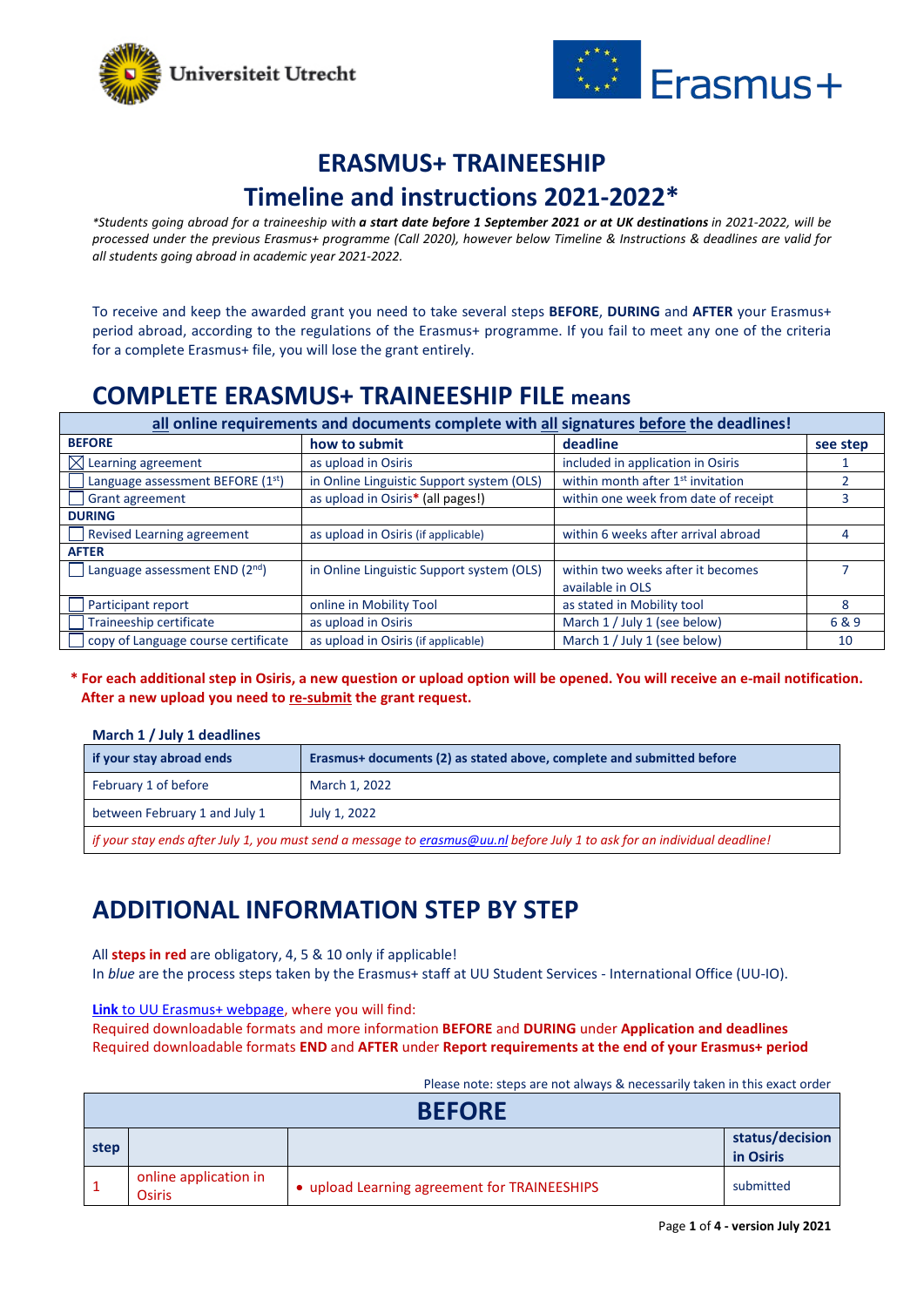# ERASMUS+ TRAINEESHIP

# Timeline and instructions 2021-2022*

*\*Students going abroad for a traineeship with **a start date before 1 September 2021 or at UK destinations** in 2021-2022, will be processed under the previous Erasmus+ programme (Call 2020), however below Timeline & Instructions & deadlines are valid for all students going abroad in academic year 2021-2022.*

To receive and keep the awarded grant you need to take several steps **BEFORE**, **DURING** and **AFTER** your Erasmus+ period abroad, according to the regulations of the Erasmus+ programme. If you fail to meet any one of the criteria for a complete Erasmus+ file, you will lose the grant entirely.

## COMPLETE ERASMUS+ TRAINEESHIP FILE means

| all online requirements and documents complete with all signatures before the deadlines! | | | |
|---|---|---|---|
| **BEFORE** | **how to submit** | **deadline** | **see step** |
| ☒ Learning agreement | as upload in Osiris | included in application in Osiris | 1 |
| ☐ Language assessment BEFORE (1st) | in Online Linguistic Support system (OLS) | within month after 1st invitation | 2 |
| ☐ Grant agreement | as upload in Osiris* (all pages!) | within one week from date of receipt | 3 |
| **DURING** | | | |
| ☐ Revised Learning agreement | as upload in Osiris (if applicable) | within 6 weeks after arrival abroad | 4 |
| **AFTER** | | | |
| ☐ Language assessment END (2nd) | in Online Linguistic Support system (OLS) | within two weeks after it becomes available in OLS | 7 |
| ☐ Participant report | online in Mobility Tool | as stated in Mobility tool | 8 |
| ☐ Traineeship certificate | as upload in Osiris | March 1 / July 1 (see below) | 6 & 9 |
| ☐ copy of Language course certificate | as upload in Osiris (if applicable) | March 1 / July 1 (see below) | 10 |

**\* For each additional step in Osiris, a new question or upload option will be opened. You will receive an e-mail notification. After a new upload you need to re-submit the grant request.**

**March 1 / July 1 deadlines**

| if your stay abroad ends | Erasmus+ documents (2) as stated above, complete and submitted before |
|---|---|
| February 1 of before | March 1, 2022 |
| between February 1 and July 1 | July 1, 2022 |
| *if your stay ends after July 1, you must send a message to erasmus@uu.nl before July 1 to ask for an individual deadline!* | |

## ADDITIONAL INFORMATION STEP BY STEP

All **steps in red** are obligatory, 4, 5 & 10 only if applicable!
In *blue* are the process steps taken by the Erasmus+ staff at UU Student Services - International Office (UU-IO).

**Link** to UU Erasmus+ webpage, where you will find:
Required downloadable formats and more information **BEFORE** and **DURING** under **Application and deadlines**
Required downloadable formats **END** and **AFTER** under **Report requirements at the end of your Erasmus+ period**

Please note: steps are not always & necessarily taken in this exact order

| BEFORE | | | |
|---|---|---|---|
| **step** | | | **status/decision in Osiris** |
| 1 | online application in Osiris | • upload Learning agreement for TRAINEESHIPS | submitted |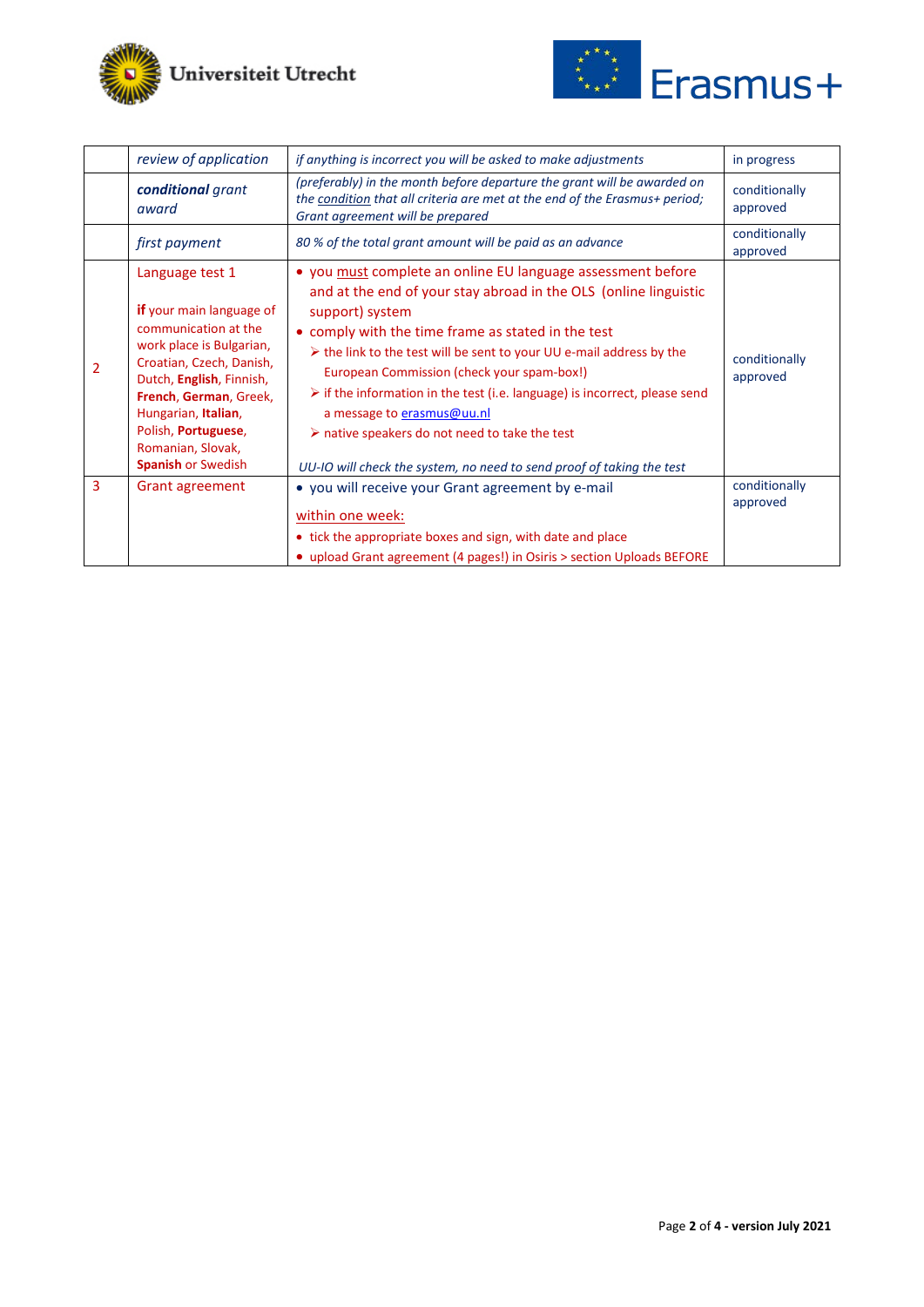| | | | |
|---|---|---|---|
| | *review of application* | *if anything is incorrect you will be asked to make adjustments* | in progress |
| | ***conditional** grant award* | *(preferably) in the month before departure the grant will be awarded on the condition that all criteria are met at the end of the Erasmus+ period; Grant agreement will be prepared* | conditionally approved |
| | *first payment* | *80 % of the total grant amount will be paid as an advance* | conditionally approved |
| 2 | Language test 1<br><br>**if** your main language of communication at the work place is Bulgarian, Croatian, Czech, Danish, Dutch, **English**, Finnish, **French**, **German**, Greek, Hungarian, **Italian**, Polish, **Portuguese**, Romanian, Slovak, **Spanish** or Swedish | • you must complete an online EU language assessment before and at the end of your stay abroad in the OLS (online linguistic support) system<br>• comply with the time frame as stated in the test<br>➢ the link to the test will be sent to your UU e-mail address by the European Commission (check your spam-box!)<br>➢ if the information in the test (i.e. language) is incorrect, please send a message to erasmus@uu.nl<br>➢ native speakers do not need to take the test<br><br>*UU-IO will check the system, no need to send proof of taking the test* | conditionally approved |
| 3 | Grant agreement | • you will receive your Grant agreement by e-mail<br><br>within one week:<br>• tick the appropriate boxes and sign, with date and place<br>• upload Grant agreement (4 pages!) in Osiris > section Uploads BEFORE | conditionally approved |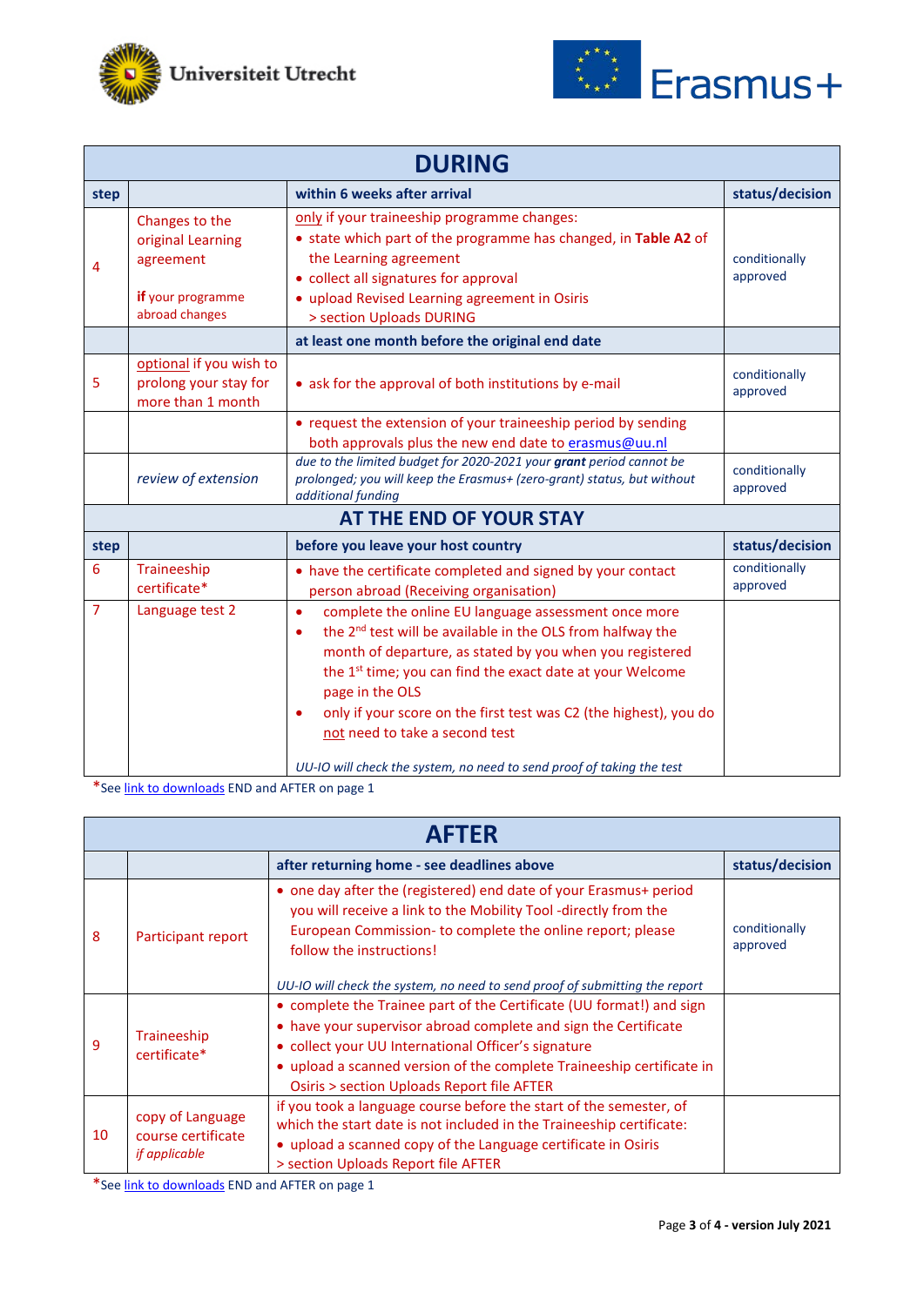## DURING

| step | | within 6 weeks after arrival | status/decision |
|---|---|---|---|
| 4 | Changes to the original Learning agreement<br><br>**if** your programme abroad changes | only if your traineeship programme changes:<br>• state which part of the programme has changed, in **Table A2** of the Learning agreement<br>• collect all signatures for approval<br>• upload Revised Learning agreement in Osiris > section Uploads DURING | conditionally approved |
| | | **at least one month before the original end date** | |
| 5 | optional if you wish to prolong your stay for more than 1 month | • ask for the approval of both institutions by e-mail | conditionally approved |
| | | • request the extension of your traineeship period by sending both approvals plus the new end date to erasmus@uu.nl | |
| | *review of extension* | *due to the limited budget for 2020-2021 your **grant** period cannot be prolonged; you will keep the Erasmus+ (zero-grant) status, but without additional funding* | conditionally approved |

## AT THE END OF YOUR STAY

| step | | before you leave your host country | status/decision |
|---|---|---|---|
| 6 | Traineeship certificate* | • have the certificate completed and signed by your contact person (Receiving organisation) | conditionally approved |
| 7 | Language test 2 | • complete the online EU language assessment once more<br>• the 2nd test will be available in the OLS from halfway the month of departure, as stated by you when you registered the 1st time; you can find the exact date at your Welcome page in the OLS<br>• only if your score on the first test was C2 (the highest), you do not need to take a second test<br><br>*UU-IO will check the system, no need to send proof of taking the test* | |

*See link to downloads END and AFTER on page 1

## AFTER

| | | after returning home - see deadlines above | status/decision |
|---|---|---|---|
| 8 | Participant report | • one day after the (registered) end date of your Erasmus+ period you will receive a link to the Mobility Tool -directly from the European Commission- to complete the online report; please follow the instructions!<br><br>*UU-IO will check the system, no need to send proof of submitting the report* | conditionally approved |
| 9 | Traineeship certificate* | • complete the Trainee part of the Certificate (UU format!) and sign<br>• have your supervisor abroad complete and sign the Certificate<br>• collect your UU International Officer's signature<br>• upload a scanned version of the complete Traineeship certificate in Osiris > section Uploads Report file AFTER | |
| 10 | copy of Language course certificate<br>*if applicable* | if you took a language course before the start of the semester, of which the start date is not included in the Traineeship certificate:<br>• upload a scanned copy of the Language certificate in Osiris > section Uploads Report file AFTER | |

*See link to downloads END and AFTER on page 1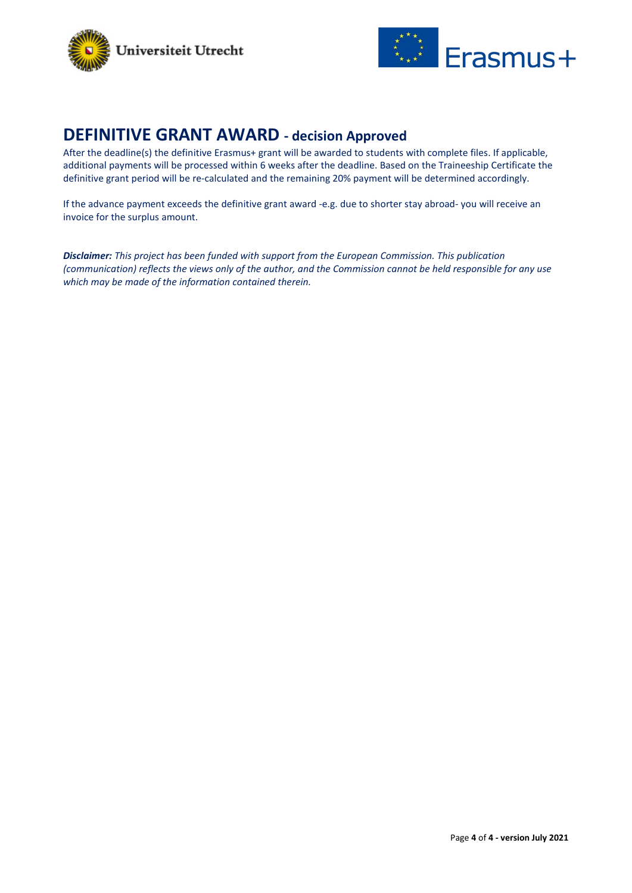## DEFINITIVE GRANT AWARD - decision Approved

After the deadline(s) the definitive Erasmus+ grant will be awarded to students with complete files. If applicable, additional payments will be processed within 6 weeks after the deadline. Based on the Traineeship Certificate the definitive grant period will be re-calculated and the remaining 20% payment will be determined accordingly.

If the advance payment exceeds the definitive grant award -e.g. due to shorter stay abroad- you will receive an invoice for the surplus amount.

***Disclaimer:*** *This project has been funded with support from the European Commission. This publication (communication) reflects the views only of the author, and the Commission cannot be held responsible for any use which may be made of the information contained therein.*